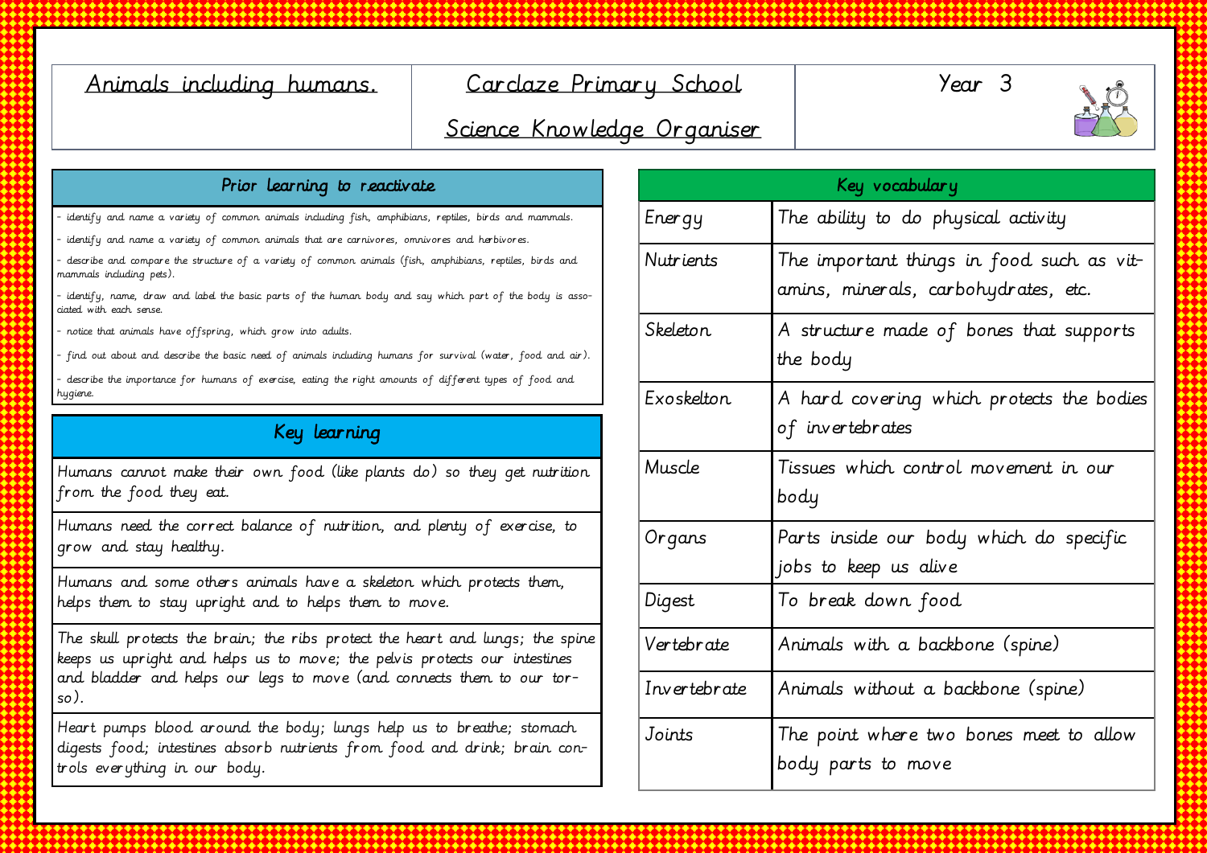# Animals including humans.

## Carclaze Primary School

## Science Knowledge Organiser

Year 3

### Prior learning to reactivate

- identify and name a variety of common animals including fish, amphibians, reptiles, birds and mammals.
- identify and name a variety of common animals that are carnivores, omnivores and herbivores.
- describe and compare the structure of a variety of common animals (fish, amphibians, reptiles, birds and mammals including pets).
- identify, name, draw and label the basic parts of the human body and say which part of the body is associated with each sense.
- notice that animals have offspring, which grow into adults.
- find out about and describe the basic need of animals including humans for survival (water, food and air).
- describe the importance for humans of exercise, eating the right amounts of different types of food and hygiene.

### Key learning

Humans cannot make their own food (like plants do) so they get nutrition from the food they eat.

Humans need the correct balance of nutrition, and plenty of exercise, to grow and stay healthy.

Humans and some others animals have a skeleton which protects them, helps them to stay upright and to helps them to move.

The skull protects the brain; the ribs protect the heart and lungs; the spine keeps us upright and helps us to move; the pelvis protects our intestines and bladder and helps our legs to move (and connects them to our torso).

Heart pumps blood around the body; lungs help us to breathe; stomach digests food; intestines absorb nutrients from food and drink; brain controls everything in our body.

### Key vocabulary

| | |
|---|---|
| Energy | The ability to do physical activity |
| Nutrients | The important things in food such as vitamins, minerals, carbohydrates, etc. |
| Skeleton | A structure made of bones that supports the body |
| Exoskelton | A hard covering which protects the bodies of invertebrates |
| Muscle | Tissues which control movement in our body |
| Organs | Parts inside our body which do specific jobs to keep us alive |
| Digest | To break down food |
| Vertebrate | Animals with a backbone (spine) |
| Invertebrate | Animals without a backbone (spine) |
| Joints | The point where two bones meet to allow body parts to move |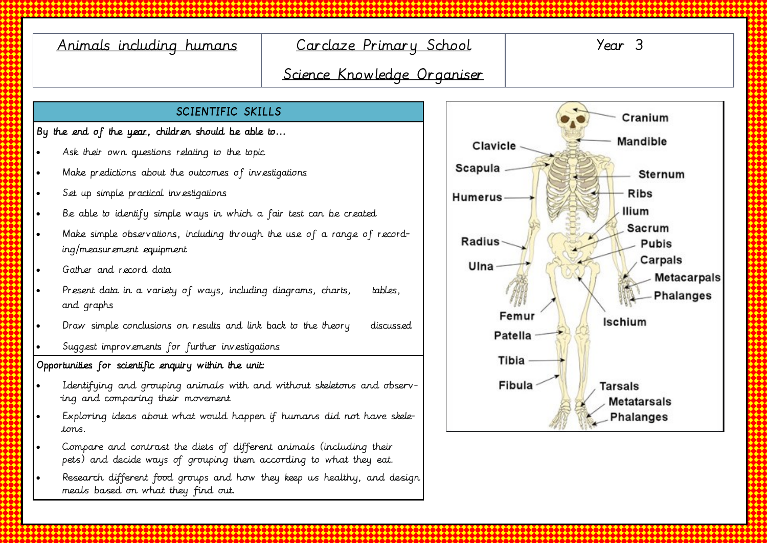| Animals including humans | Carclaze Primary School<br>Science Knowledge Organiser | Year 3 |
| --- | --- | --- |

## SCIENTIFIC SKILLS

**By the end of the year, children should be able to…**

- Ask their own questions relating to the topic
- Make predictions about the outcomes of investigations
- Set up simple practical investigations
- Be able to identify simple ways in which a fair test can be created
- Make simple observations, including through the use of a range of recording/measurement equipment
- Gather and record data
- Present data in a variety of ways, including diagrams, charts, tables, and graphs
- Draw simple conclusions on results and link back to the theory discussed
- Suggest improvements for further investigations

**Opportunities for scientific enquiry within the unit:**

- Identifying and grouping animals with and without skeletons and observing and comparing their movement
- Exploring ideas about what would happen if humans did not have skeletons.
- Compare and contrast the diets of different animals (including their pets) and decide ways of grouping them according to what they eat.
- Research different food groups and how they keep us healthy, and design meals based on what they find out.

Cranium
Mandible
Clavicle
Scapula
Sternum
Ribs
Humerus
Ilium
Sacrum
Radius
Pubis
Carpals
Ulna
Metacarpals
Phalanges
Femur
Ischium
Patella
Tibia
Fibula
Tarsals
Metatarsals
Phalanges